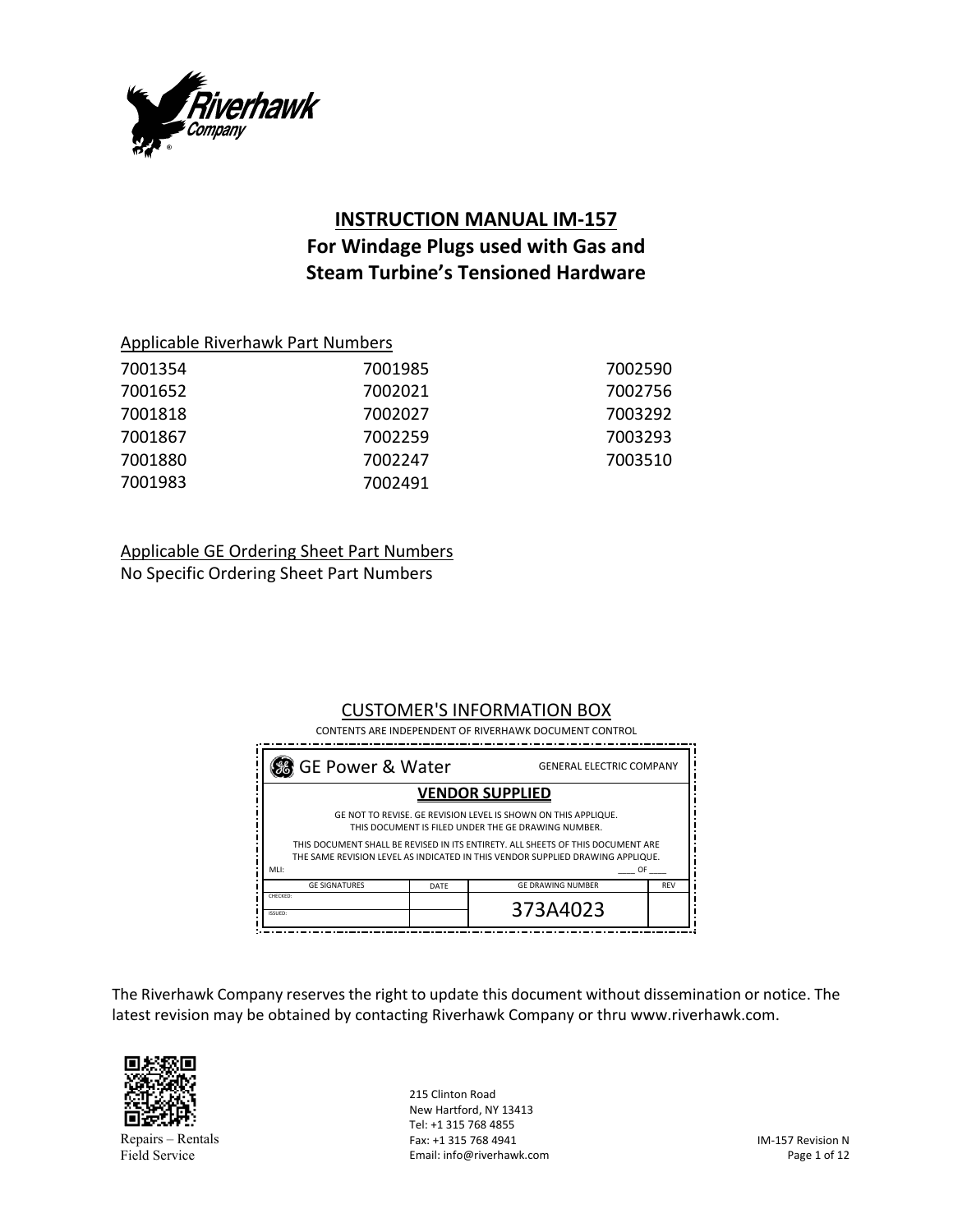# INSTRUCTION MANUAL IM-157
## For Windage Plugs used with Gas and Steam Turbine's Tensioned Hardware

Applicable Riverhawk Part Numbers

| | | |
|---|---|---|
| 7001354 | 7001985 | 7002590 |
| 7001652 | 7002021 | 7002756 |
| 7001818 | 7002027 | 7003292 |
| 7001867 | 7002259 | 7003293 |
| 7001880 | 7002247 | 7003510 |
| 7001983 | 7002491 | |

Applicable GE Ordering Sheet Part Numbers
No Specific Ordering Sheet Part Numbers

CUSTOMER'S INFORMATION BOX

CONTENTS ARE INDEPENDENT OF RIVERHAWK DOCUMENT CONTROL

GE Power & Water — GENERAL ELECTRIC COMPANY

**VENDOR SUPPLIED**

GE NOT TO REVISE. GE REVISION LEVEL IS SHOWN ON THIS APPLIQUE.
THIS DOCUMENT IS FILED UNDER THE GE DRAWING NUMBER.

THIS DOCUMENT SHALL BE REVISED IN ITS ENTIRETY. ALL SHEETS OF THIS DOCUMENT ARE THE SAME REVISION LEVEL AS INDICATED IN THIS VENDOR SUPPLIED DRAWING APPLIQUE.

MLI: ____ OF ____

| GE SIGNATURES | DATE | GE DRAWING NUMBER | REV |
|---|---|---|---|
| CHECKED: | | 373A4023 | |
| ISSUED: | | | |

The Riverhawk Company reserves the right to update this document without dissemination or notice. The latest revision may be obtained by contacting Riverhawk Company or thru www.riverhawk.com.

Repairs – Rentals
Field Service

215 Clinton Road
New Hartford, NY 13413
Tel: +1 315 768 4855
Fax: +1 315 768 4941
Email: info@riverhawk.com

IM-157 Revision N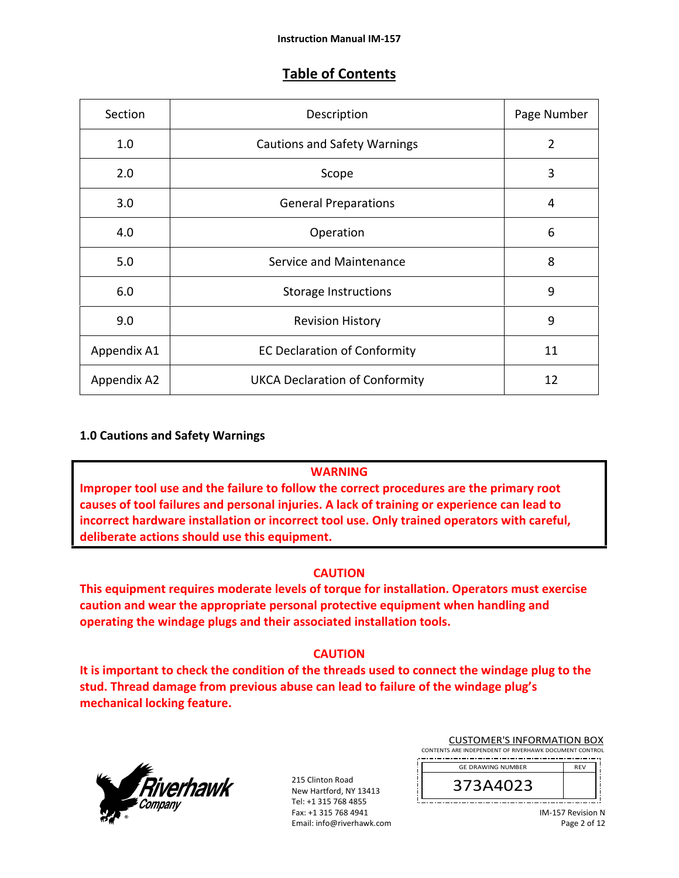# Table of Contents

| Section | Description | Page Number |
|---|---|---|
| 1.0 | Cautions and Safety Warnings | 2 |
| 2.0 | Scope | 3 |
| 3.0 | General Preparations | 4 |
| 4.0 | Operation | 6 |
| 5.0 | Service and Maintenance | 8 |
| 6.0 | Storage Instructions | 9 |
| 9.0 | Revision History | 9 |
| Appendix A1 | EC Declaration of Conformity | 11 |
| Appendix A2 | UKCA Declaration of Conformity | 12 |

## 1.0 Cautions and Safety Warnings

**WARNING**

**Improper tool use and the failure to follow the correct procedures are the primary root causes of tool failures and personal injuries. A lack of training or experience can lead to incorrect hardware installation or incorrect tool use. Only trained operators with careful, deliberate actions should use this equipment.**

**CAUTION**

**This equipment requires moderate levels of torque for installation. Operators must exercise caution and wear the appropriate personal protective equipment when handling and operating the windage plugs and their associated installation tools.**

**CAUTION**

**It is important to check the condition of the threads used to connect the windage plug to the stud. Thread damage from previous abuse can lead to failure of the windage plug's mechanical locking feature.**

215 Clinton Road
New Hartford, NY 13413
Tel: +1 315 768 4855
Fax: +1 315 768 4941
Email: info@riverhawk.com

CUSTOMER'S INFORMATION BOX
CONTENTS ARE INDEPENDENT OF RIVERHAWK DOCUMENT CONTROL

| GE DRAWING NUMBER | REV |
|---|---|
| 373A4023 | |

IM-157 Revision N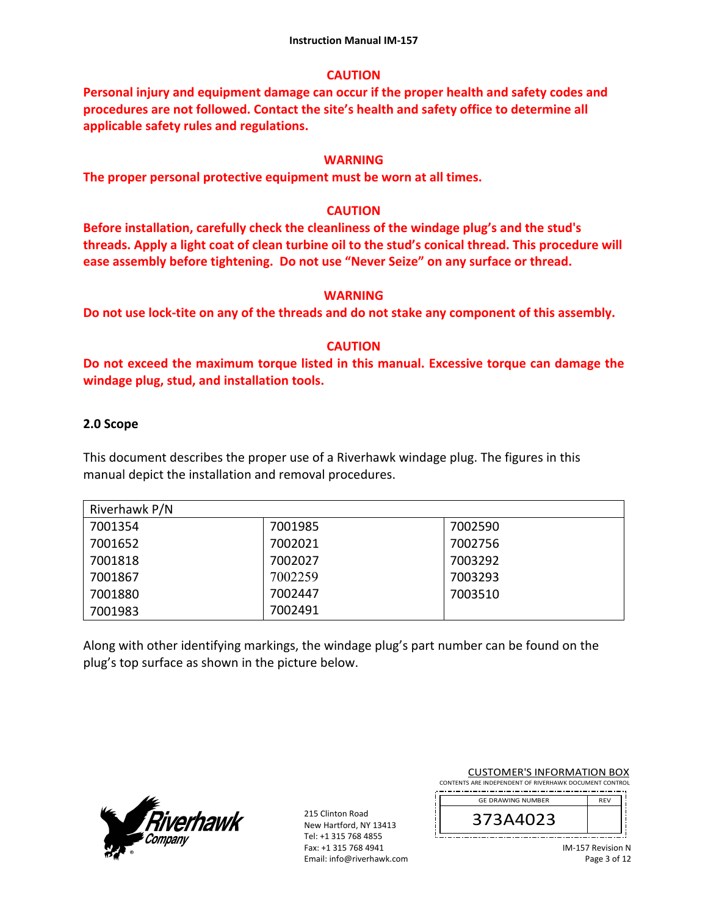**CAUTION**

**Personal injury and equipment damage can occur if the proper health and safety codes and procedures are not followed. Contact the site's health and safety office to determine all applicable safety rules and regulations.**

**WARNING**

**The proper personal protective equipment must be worn at all times.**

**CAUTION**

**Before installation, carefully check the cleanliness of the windage plug's and the stud's threads. Apply a light coat of clean turbine oil to the stud's conical thread. This procedure will ease assembly before tightening. Do not use "Never Seize" on any surface or thread.**

**WARNING**

**Do not use lock-tite on any of the threads and do not stake any component of this assembly.**

**CAUTION**

**Do not exceed the maximum torque listed in this manual. Excessive torque can damage the windage plug, stud, and installation tools.**

## 2.0 Scope

This document describes the proper use of a Riverhawk windage plug. The figures in this manual depict the installation and removal procedures.

| Riverhawk P/N | | |
|---|---|---|
| 7001354 | 7001985 | 7002590 |
| 7001652 | 7002021 | 7002756 |
| 7001818 | 7002027 | 7003292 |
| 7001867 | 7002259 | 7003293 |
| 7001880 | 7002447 | 7003510 |
| 7001983 | 7002491 | |

Along with other identifying markings, the windage plug's part number can be found on the plug's top surface as shown in the picture below.

215 Clinton Road
New Hartford, NY 13413
Tel: +1 315 768 4855
Fax: +1 315 768 4941
Email: info@riverhawk.com

CUSTOMER'S INFORMATION BOX
CONTENTS ARE INDEPENDENT OF RIVERHAWK DOCUMENT CONTROL

| GE DRAWING NUMBER | REV |
|---|---|
| 373A4023 | |

IM-157 Revision N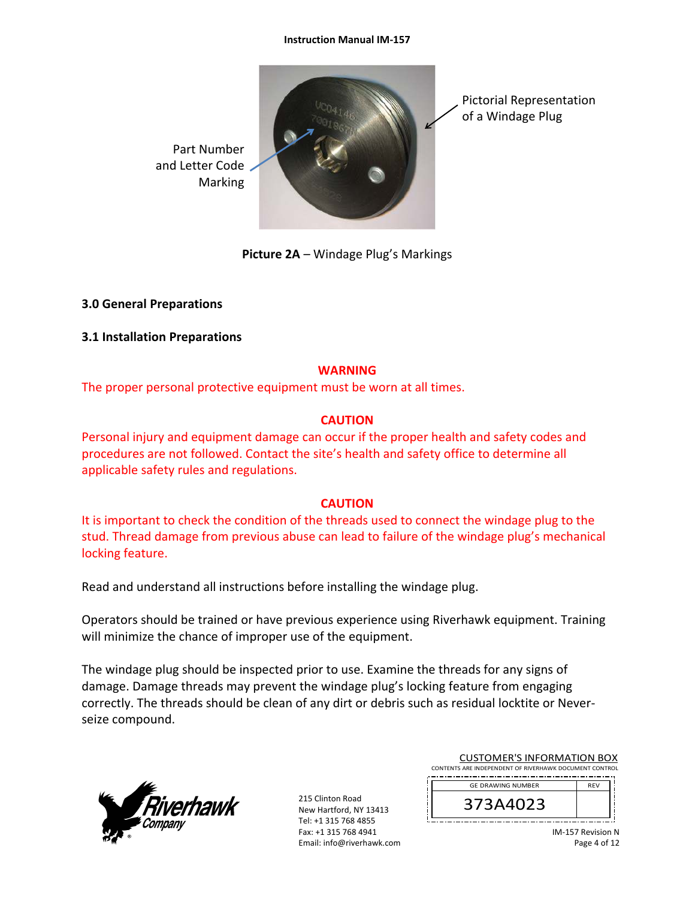Part Number and Letter Code Marking

Pictorial Representation of a Windage Plug

**Picture 2A** – Windage Plug's Markings

### 3.0 General Preparations

### 3.1 Installation Preparations

**WARNING**

The proper personal protective equipment must be worn at all times.

**CAUTION**

Personal injury and equipment damage can occur if the proper health and safety codes and procedures are not followed. Contact the site's health and safety office to determine all applicable safety rules and regulations.

**CAUTION**

It is important to check the condition of the threads used to connect the windage plug to the stud. Thread damage from previous abuse can lead to failure of the windage plug's mechanical locking feature.

Read and understand all instructions before installing the windage plug.

Operators should be trained or have previous experience using Riverhawk equipment. Training will minimize the chance of improper use of the equipment.

The windage plug should be inspected prior to use. Examine the threads for any signs of damage. Damage threads may prevent the windage plug's locking feature from engaging correctly. The threads should be clean of any dirt or debris such as residual locktite or Never-seize compound.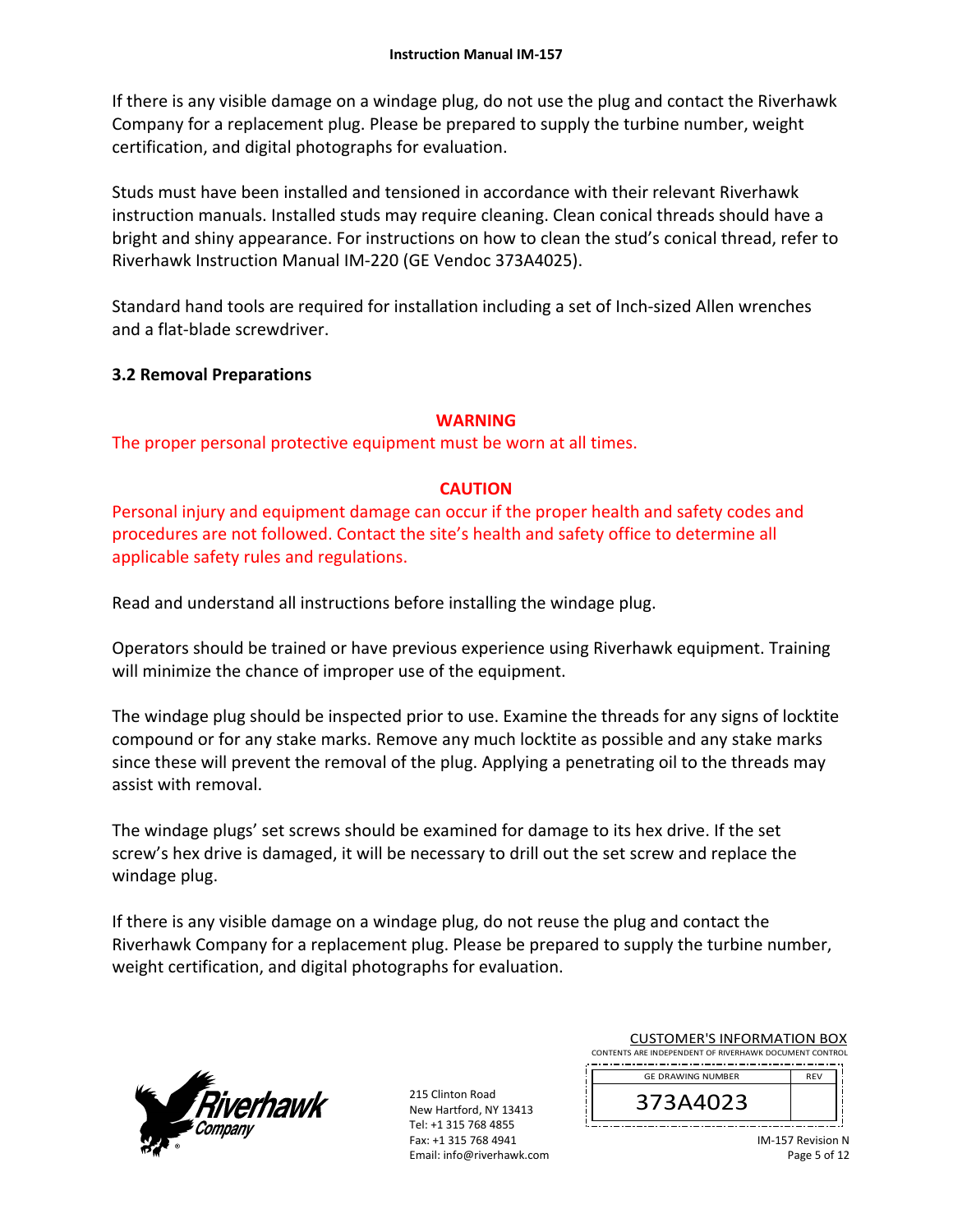If there is any visible damage on a windage plug, do not use the plug and contact the Riverhawk Company for a replacement plug. Please be prepared to supply the turbine number, weight certification, and digital photographs for evaluation.

Studs must have been installed and tensioned in accordance with their relevant Riverhawk instruction manuals. Installed studs may require cleaning. Clean conical threads should have a bright and shiny appearance. For instructions on how to clean the stud's conical thread, refer to Riverhawk Instruction Manual IM-220 (GE Vendoc 373A4025).

Standard hand tools are required for installation including a set of Inch-sized Allen wrenches and a flat-blade screwdriver.

### 3.2 Removal Preparations

**WARNING**

The proper personal protective equipment must be worn at all times.

**CAUTION**

Personal injury and equipment damage can occur if the proper health and safety codes and procedures are not followed. Contact the site's health and safety office to determine all applicable safety rules and regulations.

Read and understand all instructions before installing the windage plug.

Operators should be trained or have previous experience using Riverhawk equipment. Training will minimize the chance of improper use of the equipment.

The windage plug should be inspected prior to use. Examine the threads for any signs of locktite compound or for any stake marks. Remove any much locktite as possible and any stake marks since these will prevent the removal of the plug. Applying a penetrating oil to the threads may assist with removal.

The windage plugs' set screws should be examined for damage to its hex drive. If the set screw's hex drive is damaged, it will be necessary to drill out the set screw and replace the windage plug.

If there is any visible damage on a windage plug, do not reuse the plug and contact the Riverhawk Company for a replacement plug. Please be prepared to supply the turbine number, weight certification, and digital photographs for evaluation.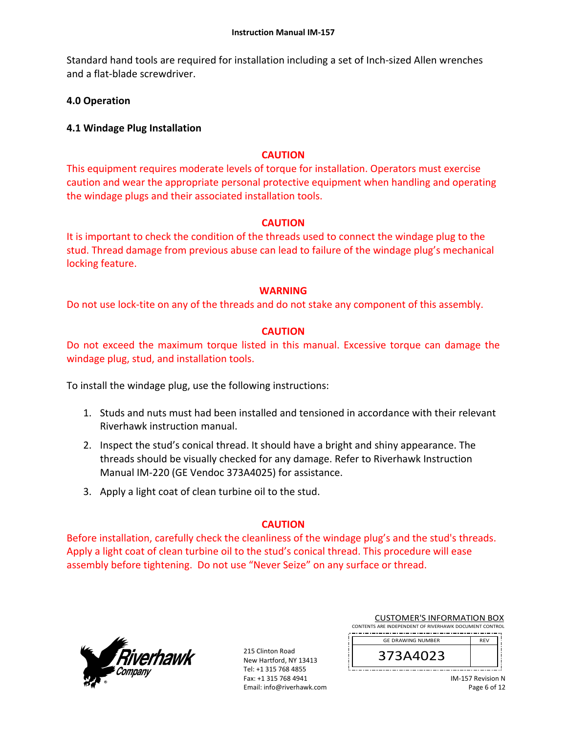Standard hand tools are required for installation including a set of Inch-sized Allen wrenches and a flat-blade screwdriver.

## 4.0 Operation

### 4.1 Windage Plug Installation

**CAUTION**

This equipment requires moderate levels of torque for installation. Operators must exercise caution and wear the appropriate personal protective equipment when handling and operating the windage plugs and their associated installation tools.

**CAUTION**

It is important to check the condition of the threads used to connect the windage plug to the stud. Thread damage from previous abuse can lead to failure of the windage plug's mechanical locking feature.

**WARNING**

Do not use lock-tite on any of the threads and do not stake any component of this assembly.

**CAUTION**

Do not exceed the maximum torque listed in this manual. Excessive torque can damage the windage plug, stud, and installation tools.

To install the windage plug, use the following instructions:

1. Studs and nuts must had been installed and tensioned in accordance with their relevant Riverhawk instruction manual.
2. Inspect the stud's conical thread. It should have a bright and shiny appearance. The threads should be visually checked for any damage. Refer to Riverhawk Instruction Manual IM-220 (GE Vendoc 373A4025) for assistance.
3. Apply a light coat of clean turbine oil to the stud.

**CAUTION**

Before installation, carefully check the cleanliness of the windage plug's and the stud's threads. Apply a light coat of clean turbine oil to the stud's conical thread. This procedure will ease assembly before tightening. Do not use "Never Seize" on any surface or thread.

215 Clinton Road
New Hartford, NY 13413
Tel: +1 315 768 4855
Fax: +1 315 768 4941
Email: info@riverhawk.com

CUSTOMER'S INFORMATION BOX
CONTENTS ARE INDEPENDENT OF RIVERHAWK DOCUMENT CONTROL

| GE DRAWING NUMBER | REV |
| --- | --- |
| 373A4023 | |

IM-157 Revision N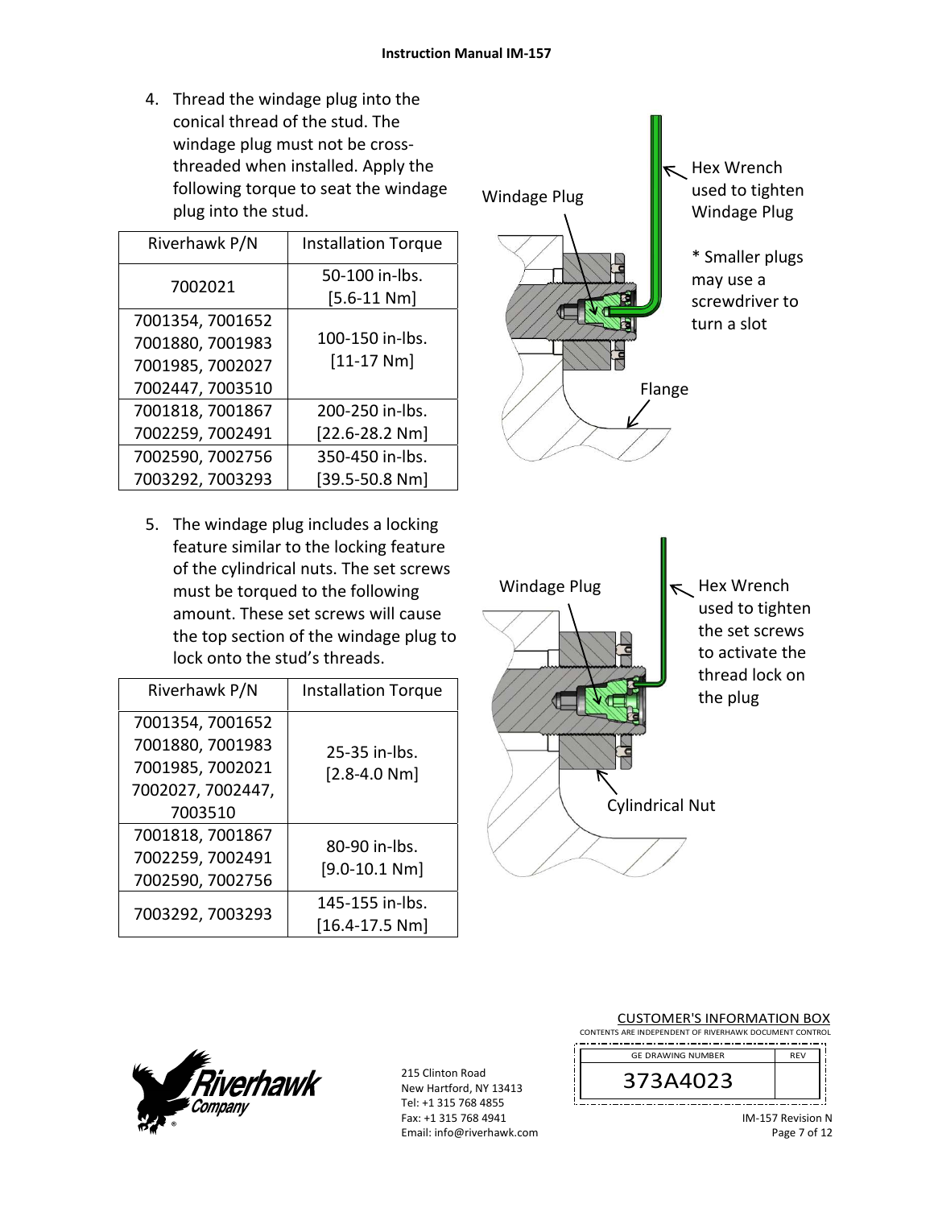4. Thread the windage plug into the conical thread of the stud. The windage plug must not be cross-threaded when installed. Apply the following torque to seat the windage plug into the stud.

| Riverhawk P/N | Installation Torque |
|---|---|
| 7002021 | 50-100 in-lbs. [5.6-11 Nm] |
| 7001354, 7001652 7001880, 7001983 7001985, 7002027 7002447, 7003510 | 100-150 in-lbs. [11-17 Nm] |
| 7001818, 7001867 7002259, 7002491 | 200-250 in-lbs. [22.6-28.2 Nm] |
| 7002590, 7002756 7003292, 7003293 | 350-450 in-lbs. [39.5-50.8 Nm] |

Windage Plug

Hex Wrench used to tighten Windage Plug

* Smaller plugs may use a screwdriver to turn a slot

Flange

5. The windage plug includes a locking feature similar to the locking feature of the cylindrical nuts. The set screws must be torqued to the following amount. These set screws will cause the top section of the windage plug to lock onto the stud's threads.

| Riverhawk P/N | Installation Torque |
|---|---|
| 7001354, 7001652 7001880, 7001983 7001985, 7002021 7002027, 7002447, 7003510 | 25-35 in-lbs. [2.8-4.0 Nm] |
| 7001818, 7001867 7002259, 7002491 7002590, 7002756 | 80-90 in-lbs. [9.0-10.1 Nm] |
| 7003292, 7003293 | 145-155 in-lbs. [16.4-17.5 Nm] |

Windage Plug

Hex Wrench used to tighten the set screws to activate the thread lock on the plug

Cylindrical Nut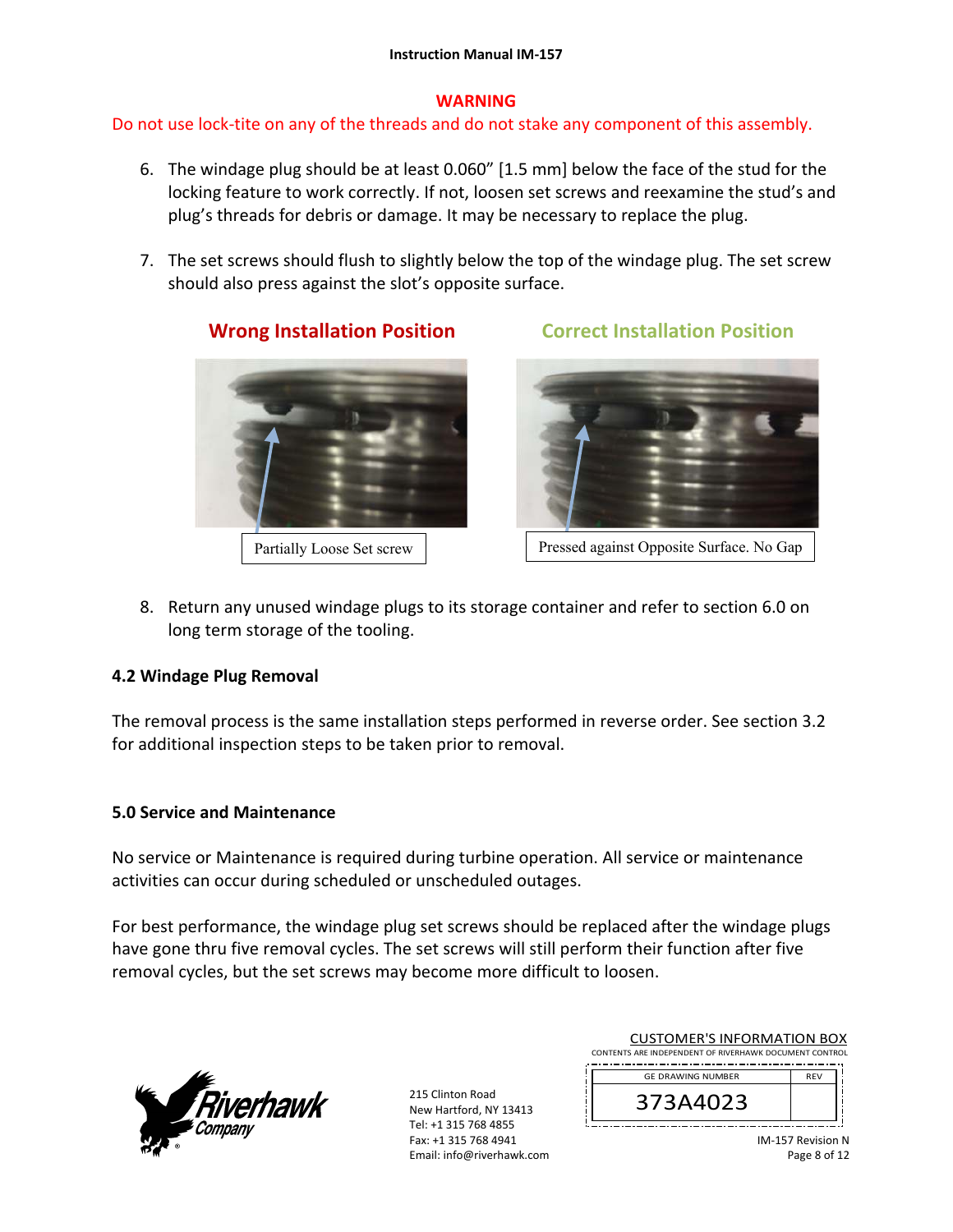**WARNING**

Do not use lock-tite on any of the threads and do not stake any component of this assembly.

6. The windage plug should be at least 0.060" [1.5 mm] below the face of the stud for the locking feature to work correctly. If not, loosen set screws and reexamine the stud's and plug's threads for debris or damage. It may be necessary to replace the plug.

7. The set screws should flush to slightly below the top of the windage plug. The set screw should also press against the slot's opposite surface.

**Wrong Installation Position**

Partially Loose Set screw

**Correct Installation Position**

Pressed against Opposite Surface. No Gap

8. Return any unused windage plugs to its storage container and refer to section 6.0 on long term storage of the tooling.

### 4.2 Windage Plug Removal

The removal process is the same installation steps performed in reverse order. See section 3.2 for additional inspection steps to be taken prior to removal.

## 5.0 Service and Maintenance

No service or Maintenance is required during turbine operation. All service or maintenance activities can occur during scheduled or unscheduled outages.

For best performance, the windage plug set screws should be replaced after the windage plugs have gone thru five removal cycles. The set screws will still perform their function after five removal cycles, but the set screws may become more difficult to loosen.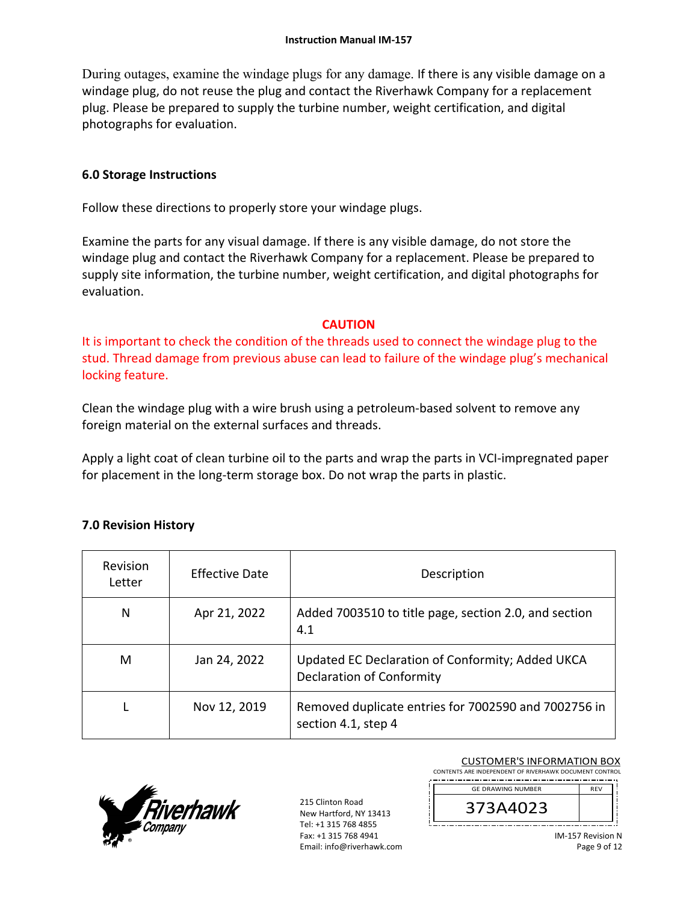During outages, examine the windage plugs for any damage. If there is any visible damage on a windage plug, do not reuse the plug and contact the Riverhawk Company for a replacement plug. Please be prepared to supply the turbine number, weight certification, and digital photographs for evaluation.

## 6.0 Storage Instructions

Follow these directions to properly store your windage plugs.

Examine the parts for any visual damage. If there is any visible damage, do not store the windage plug and contact the Riverhawk Company for a replacement. Please be prepared to supply site information, the turbine number, weight certification, and digital photographs for evaluation.

**CAUTION**

It is important to check the condition of the threads used to connect the windage plug to the stud. Thread damage from previous abuse can lead to failure of the windage plug's mechanical locking feature.

Clean the windage plug with a wire brush using a petroleum-based solvent to remove any foreign material on the external surfaces and threads.

Apply a light coat of clean turbine oil to the parts and wrap the parts in VCI-impregnated paper for placement in the long-term storage box. Do not wrap the parts in plastic.

## 7.0 Revision History

| Revision Letter | Effective Date | Description |
|---|---|---|
| N | Apr 21, 2022 | Added 7003510 to title page, section 2.0, and section 4.1 |
| M | Jan 24, 2022 | Updated EC Declaration of Conformity; Added UKCA Declaration of Conformity |
| L | Nov 12, 2019 | Removed duplicate entries for 7002590 and 7002756 in section 4.1, step 4 |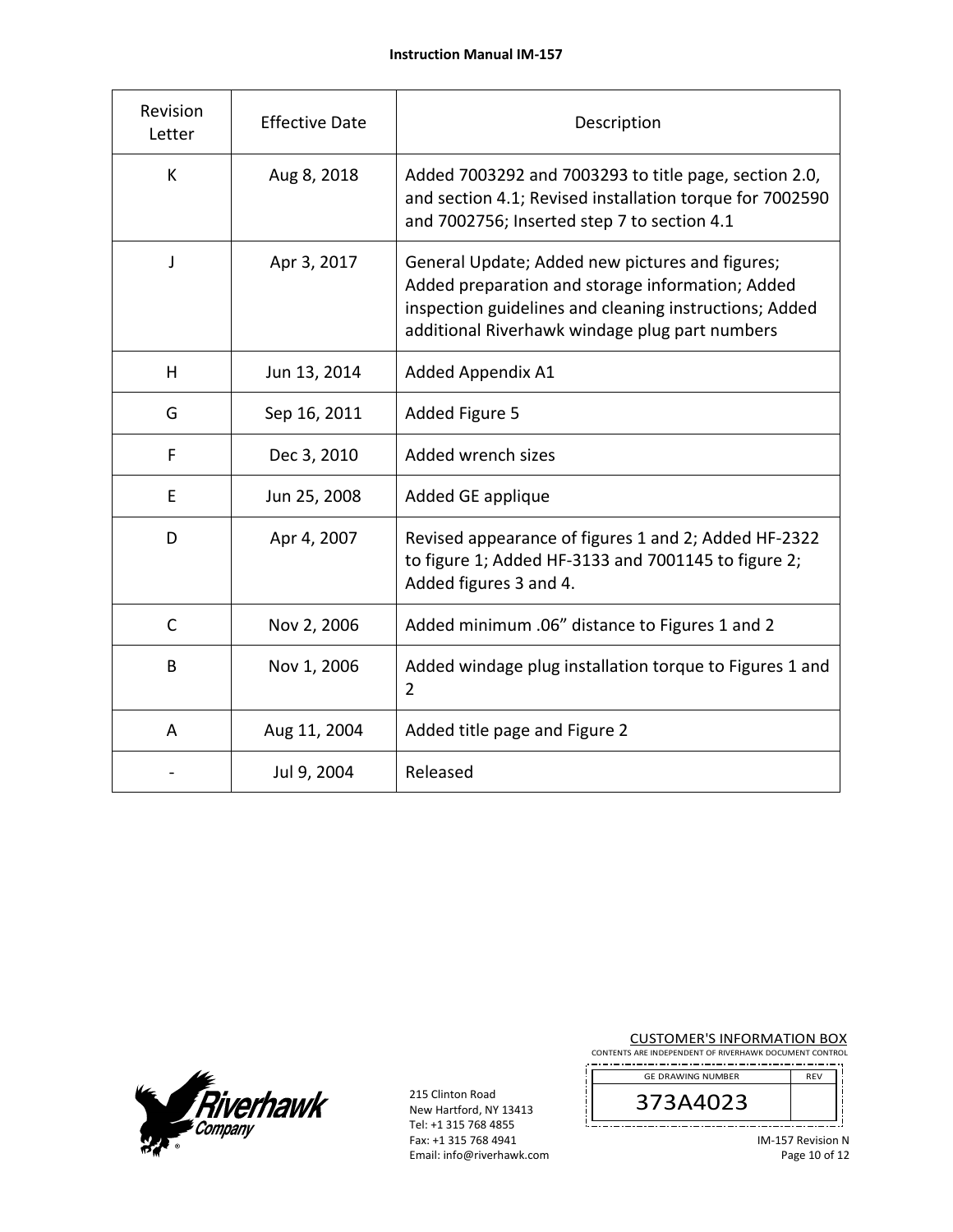| Revision Letter | Effective Date | Description |
|---|---|---|
| K | Aug 8, 2018 | Added 7003292 and 7003293 to title page, section 2.0, and section 4.1; Revised installation torque for 7002590 and 7002756; Inserted step 7 to section 4.1 |
| J | Apr 3, 2017 | General Update; Added new pictures and figures; Added preparation and storage information; Added inspection guidelines and cleaning instructions; Added additional Riverhawk windage plug part numbers |
| H | Jun 13, 2014 | Added Appendix A1 |
| G | Sep 16, 2011 | Added Figure 5 |
| F | Dec 3, 2010 | Added wrench sizes |
| E | Jun 25, 2008 | Added GE applique |
| D | Apr 4, 2007 | Revised appearance of figures 1 and 2; Added HF-2322 to figure 1; Added HF-3133 and 7001145 to figure 2; Added figures 3 and 4. |
| C | Nov 2, 2006 | Added minimum .06" distance to Figures 1 and 2 |
| B | Nov 1, 2006 | Added windage plug installation torque to Figures 1 and 2 |
| A | Aug 11, 2004 | Added title page and Figure 2 |
| - | Jul 9, 2004 | Released |

215 Clinton Road
New Hartford, NY 13413
Tel: +1 315 768 4855
Fax: +1 315 768 4941
Email: info@riverhawk.com

CUSTOMER'S INFORMATION BOX
CONTENTS ARE INDEPENDENT OF RIVERHAWK DOCUMENT CONTROL

| GE DRAWING NUMBER | REV |
|---|---|
| 373A4023 | |

IM-157 Revision N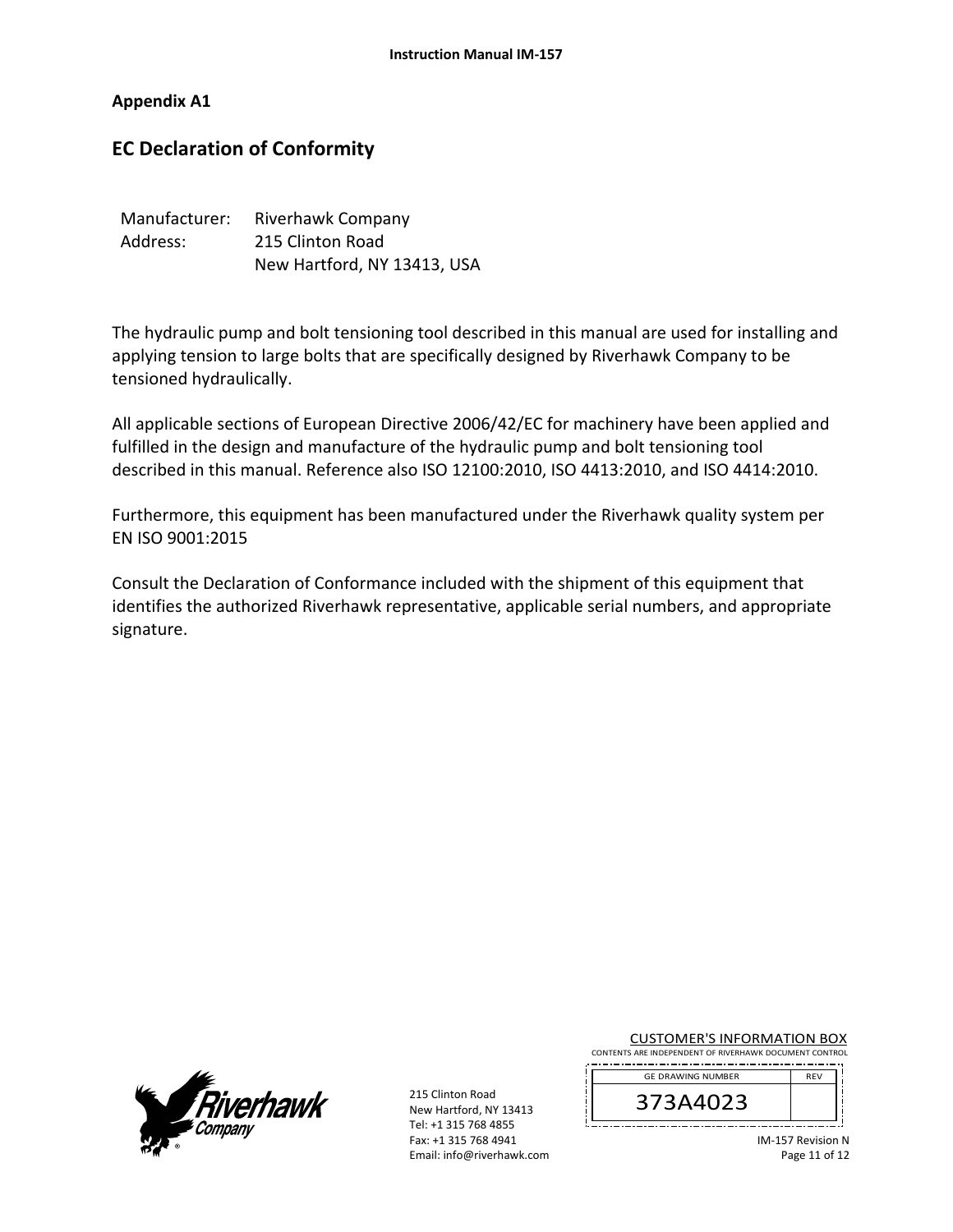**Appendix A1**

## EC Declaration of Conformity

| | |
|---|---|
| Manufacturer: | Riverhawk Company |
| Address: | 215 Clinton Road<br>New Hartford, NY 13413, USA |

The hydraulic pump and bolt tensioning tool described in this manual are used for installing and applying tension to large bolts that are specifically designed by Riverhawk Company to be tensioned hydraulically.

All applicable sections of European Directive 2006/42/EC for machinery have been applied and fulfilled in the design and manufacture of the hydraulic pump and bolt tensioning tool described in this manual. Reference also ISO 12100:2010, ISO 4413:2010, and ISO 4414:2010.

Furthermore, this equipment has been manufactured under the Riverhawk quality system per EN ISO 9001:2015

Consult the Declaration of Conformance included with the shipment of this equipment that identifies the authorized Riverhawk representative, applicable serial numbers, and appropriate signature.

215 Clinton Road
New Hartford, NY 13413
Tel: +1 315 768 4855
Fax: +1 315 768 4941
Email: info@riverhawk.com

CUSTOMER'S INFORMATION BOX
CONTENTS ARE INDEPENDENT OF RIVERHAWK DOCUMENT CONTROL

| GE DRAWING NUMBER | REV |
|---|---|
| 373A4023 | |

IM-157 Revision N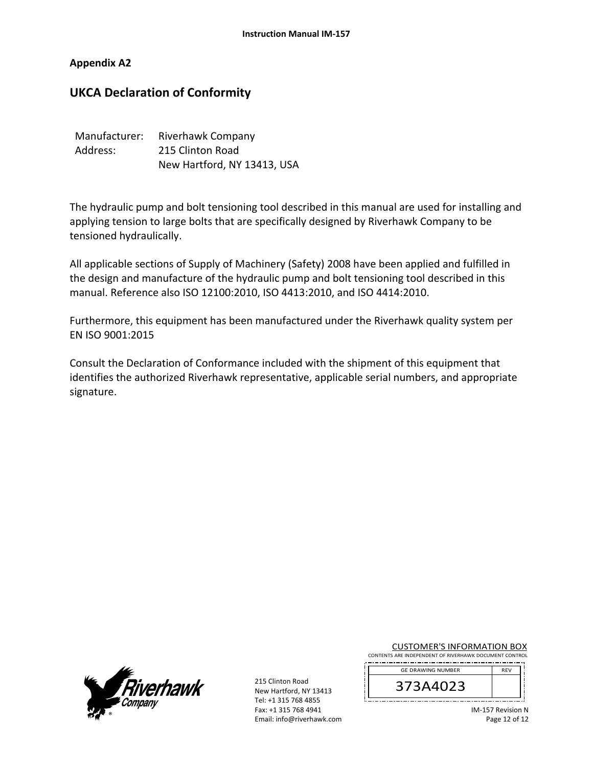## Appendix A2

# UKCA Declaration of Conformity

| | |
|---|---|
| Manufacturer: | Riverhawk Company |
| Address: | 215 Clinton Road |
| | New Hartford, NY 13413, USA |

The hydraulic pump and bolt tensioning tool described in this manual are used for installing and applying tension to large bolts that are specifically designed by Riverhawk Company to be tensioned hydraulically.

All applicable sections of Supply of Machinery (Safety) 2008 have been applied and fulfilled in the design and manufacture of the hydraulic pump and bolt tensioning tool described in this manual. Reference also ISO 12100:2010, ISO 4413:2010, and ISO 4414:2010.

Furthermore, this equipment has been manufactured under the Riverhawk quality system per EN ISO 9001:2015

Consult the Declaration of Conformance included with the shipment of this equipment that identifies the authorized Riverhawk representative, applicable serial numbers, and appropriate signature.